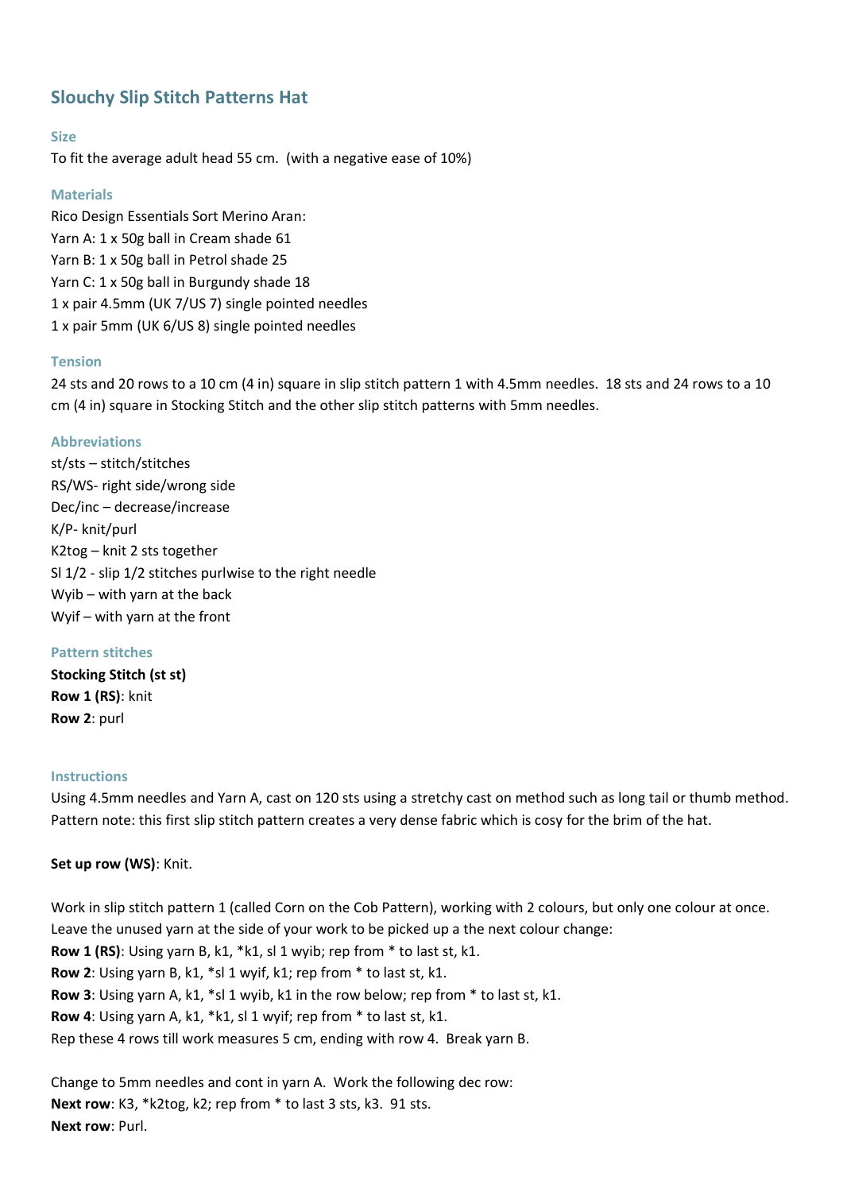## Slouchy Slip Stitch Patterns Hat

### Size

To fit the average adult head 55 cm. (with a negative ease of 10%)

### Materials

Rico Design Essentials Sort Merino Aran:
Yarn A: 1 x 50g ball in Cream shade 61
Yarn B: 1 x 50g ball in Petrol shade 25
Yarn C: 1 x 50g ball in Burgundy shade 18
1 x pair 4.5mm (UK 7/US 7) single pointed needles
1 x pair 5mm (UK 6/US 8) single pointed needles

### Tension

24 sts and 20 rows to a 10 cm (4 in) square in slip stitch pattern 1 with 4.5mm needles. 18 sts and 24 rows to a 10 cm (4 in) square in Stocking Stitch and the other slip stitch patterns with 5mm needles.

### Abbreviations

st/sts – stitch/stitches
RS/WS- right side/wrong side
Dec/inc – decrease/increase
K/P- knit/purl
K2tog – knit 2 sts together
Sl 1/2 - slip 1/2 stitches purlwise to the right needle
Wyib – with yarn at the back
Wyif – with yarn at the front

### Pattern stitches

**Stocking Stitch (st st)**
**Row 1 (RS)**: knit
**Row 2**: purl

### Instructions

Using 4.5mm needles and Yarn A, cast on 120 sts using a stretchy cast on method such as long tail or thumb method.
Pattern note: this first slip stitch pattern creates a very dense fabric which is cosy for the brim of the hat.

**Set up row (WS)**: Knit.

Work in slip stitch pattern 1 (called Corn on the Cob Pattern), working with 2 colours, but only one colour at once. Leave the unused yarn at the side of your work to be picked up a the next colour change:
**Row 1 (RS)**: Using yarn B, k1, *k1, sl 1 wyib; rep from * to last st, k1.
**Row 2**: Using yarn B, k1, *sl 1 wyif, k1; rep from * to last st, k1.
**Row 3**: Using yarn A, k1, *sl 1 wyib, k1 in the row below; rep from * to last st, k1.
**Row 4**: Using yarn A, k1, *k1, sl 1 wyif; rep from * to last st, k1.
Rep these 4 rows till work measures 5 cm, ending with row 4. Break yarn B.

Change to 5mm needles and cont in yarn A. Work the following dec row:
**Next row**: K3, *k2tog, k2; rep from * to last 3 sts, k3. 91 sts.
**Next row**: Purl.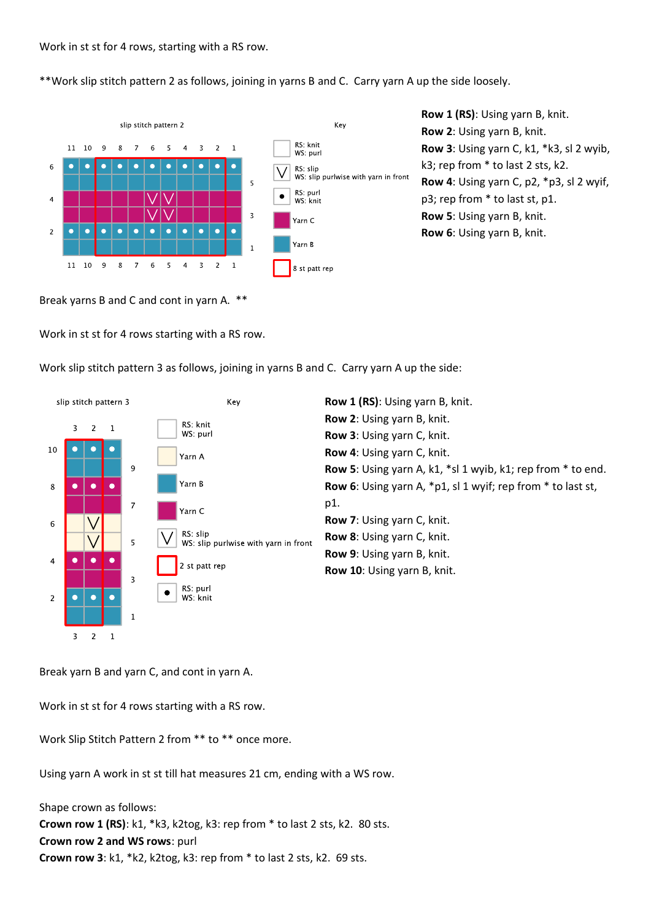Work in st st for 4 rows, starting with a RS row.

**Work slip stitch pattern 2 as follows, joining in yarns B and C. Carry yarn A up the side loosely.

slip stitch pattern 2

Key

- RS: knit / WS: purl
- RS: slip / WS: slip purlwise with yarn in front
- RS: purl / WS: knit
- Yarn C
- Yarn B
- 8 st patt rep

**Row 1 (RS)**: Using yarn B, knit.
**Row 2**: Using yarn B, knit.
**Row 3**: Using yarn C, k1, *k3, sl 2 wyib, k3; rep from * to last 2 sts, k2.
**Row 4**: Using yarn C, p2, *p3, sl 2 wyif, p3; rep from * to last st, p1.
**Row 5**: Using yarn B, knit.
**Row 6**: Using yarn B, knit.

Break yarns B and C and cont in yarn A. **

Work in st st for 4 rows starting with a RS row.

Work slip stitch pattern 3 as follows, joining in yarns B and C. Carry yarn A up the side:

slip stitch pattern 3

Key

- RS: knit / WS: purl
- Yarn A
- Yarn B
- Yarn C
- RS: slip / WS: slip purlwise with yarn in front
- 2 st patt rep
- RS: purl / WS: knit

**Row 1 (RS)**: Using yarn B, knit.
**Row 2**: Using yarn B, knit.
**Row 3**: Using yarn C, knit.
**Row 4**: Using yarn C, knit.
**Row 5**: Using yarn A, k1, *sl 1 wyib, k1; rep from * to end.
**Row 6**: Using yarn A, *p1, sl 1 wyif; rep from * to last st, p1.
**Row 7**: Using yarn C, knit.
**Row 8**: Using yarn C, knit.
**Row 9**: Using yarn B, knit.
**Row 10**: Using yarn B, knit.

Break yarn B and yarn C, and cont in yarn A.

Work in st st for 4 rows starting with a RS row.

Work Slip Stitch Pattern 2 from ** to ** once more.

Using yarn A work in st st till hat measures 21 cm, ending with a WS row.

Shape crown as follows:
**Crown row 1 (RS)**: k1, *k3, k2tog, k3: rep from * to last 2 sts, k2. 80 sts.
**Crown row 2 and WS rows**: purl
**Crown row 3**: k1, *k2, k2tog, k3: rep from * to last 2 sts, k2. 69 sts.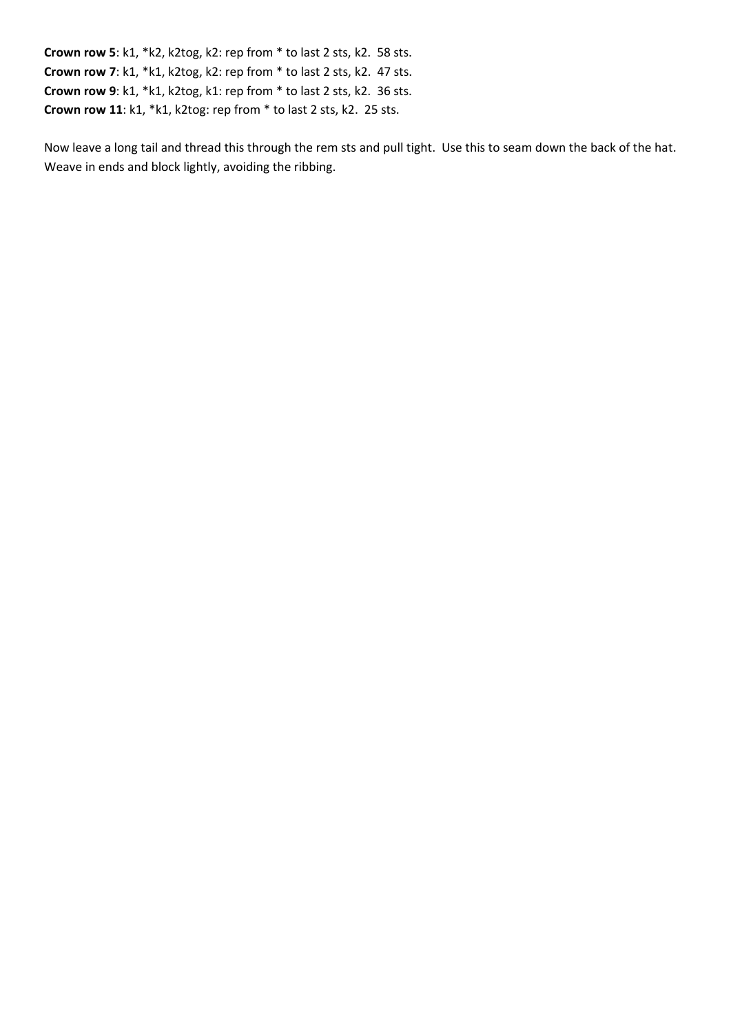**Crown row 5**: k1, *k2, k2tog, k2: rep from * to last 2 sts, k2. 58 sts.
**Crown row 7**: k1, *k1, k2tog, k2: rep from * to last 2 sts, k2. 47 sts.
**Crown row 9**: k1, *k1, k2tog, k1: rep from * to last 2 sts, k2. 36 sts.
**Crown row 11**: k1, *k1, k2tog: rep from * to last 2 sts, k2. 25 sts.

Now leave a long tail and thread this through the rem sts and pull tight. Use this to seam down the back of the hat. Weave in ends and block lightly, avoiding the ribbing.